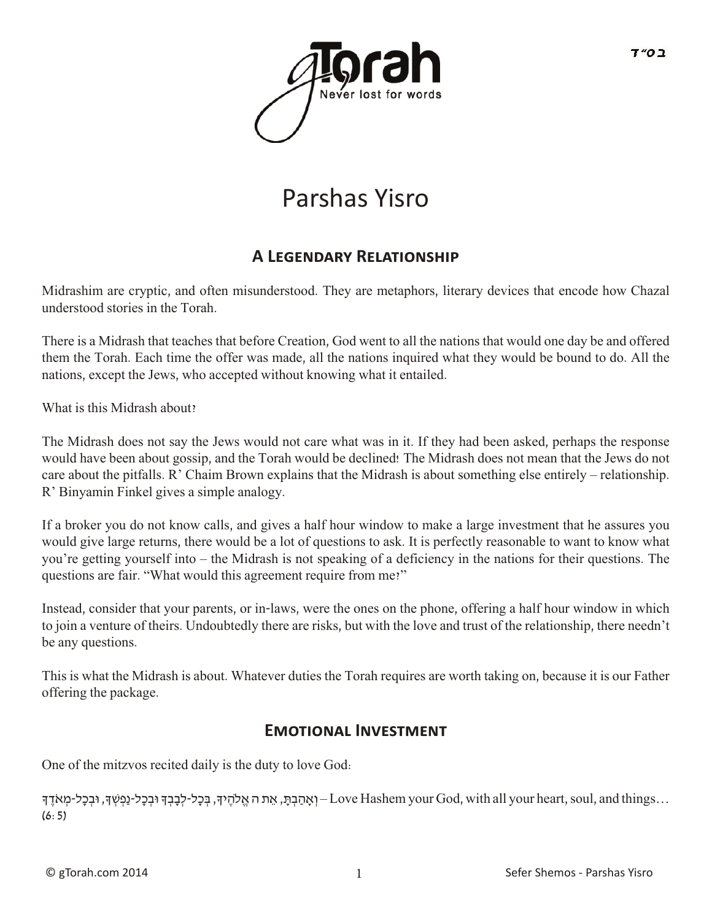בס״ד

# Parshas Yisro

## A Legendary Relationship

Midrashim are cryptic, and often misunderstood. They are metaphors, literary devices that encode how Chazal understood stories in the Torah.

There is a Midrash that teaches that before Creation, God went to all the nations that would one day be and offered them the Torah. Each time the offer was made, all the nations inquired what they would be bound to do. All the nations, except the Jews, who accepted without knowing what it entailed.

What is this Midrash about?

The Midrash does not say the Jews would not care what was in it. If they had been asked, perhaps the response would have been about gossip, and the Torah would be declined! The Midrash does not mean that the Jews do not care about the pitfalls. R' Chaim Brown explains that the Midrash is about something else entirely – relationship. R' Binyamin Finkel gives a simple analogy.

If a broker you do not know calls, and gives a half hour window to make a large investment that he assures you would give large returns, there would be a lot of questions to ask. It is perfectly reasonable to want to know what you're getting yourself into – the Midrash is not speaking of a deficiency in the nations for their questions. The questions are fair. "What would this agreement require from me?"

Instead, consider that your parents, or in-laws, were the ones on the phone, offering a half hour window in which to join a venture of theirs. Undoubtedly there are risks, but with the love and trust of the relationship, there needn't be any questions.

This is what the Midrash is about. Whatever duties the Torah requires are worth taking on, because it is our Father offering the package.

## Emotional Investment

One of the mitzvos recited daily is the duty to love God:

וְאָהַבְתָּ, אֵת ה אֱלֹהֶיךָ, בְּכָל-לְבָבְךָ וּבְכָל-נַפְשְׁךָ, וּבְכָל-מְאֹדֶךָ – Love Hashem your God, with all your heart, soul, and things… (6:5)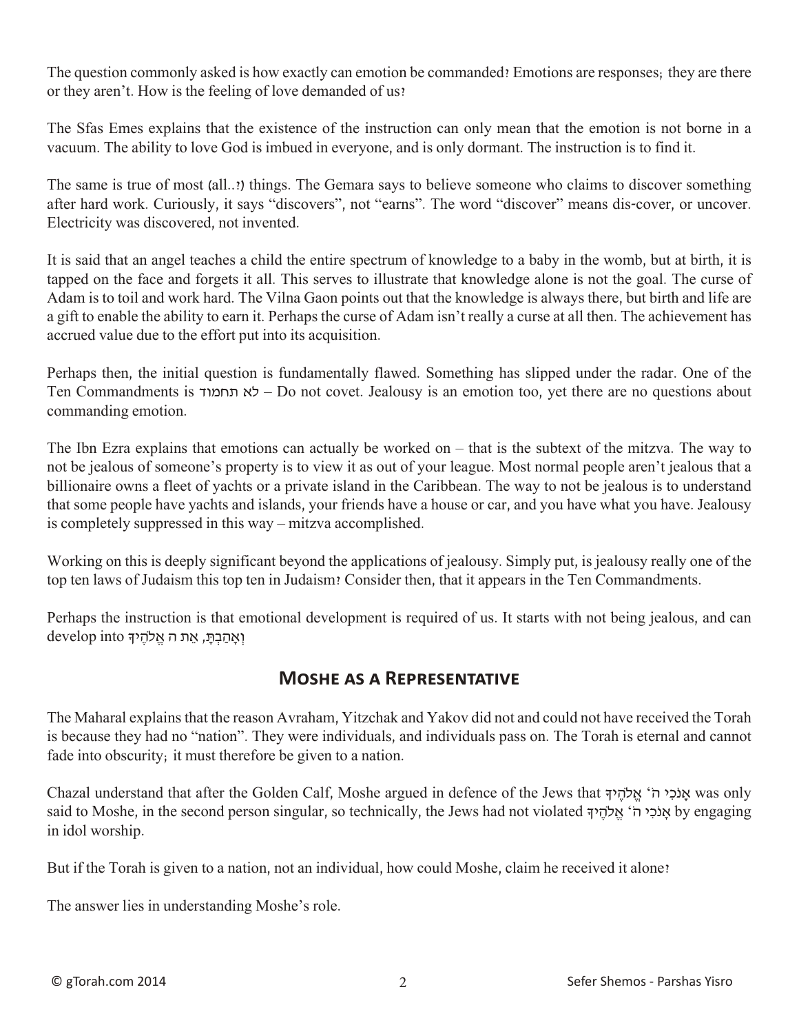The question commonly asked is how exactly can emotion be commanded? Emotions are responses; they are there or they aren't. How is the feeling of love demanded of us?

The Sfas Emes explains that the existence of the instruction can only mean that the emotion is not borne in a vacuum. The ability to love God is imbued in everyone, and is only dormant. The instruction is to find it.

The same is true of most (all..?) things. The Gemara says to believe someone who claims to discover something after hard work. Curiously, it says "discovers", not "earns". The word "discover" means dis-cover, or uncover. Electricity was discovered, not invented.

It is said that an angel teaches a child the entire spectrum of knowledge to a baby in the womb, but at birth, it is tapped on the face and forgets it all. This serves to illustrate that knowledge alone is not the goal. The curse of Adam is to toil and work hard. The Vilna Gaon points out that the knowledge is always there, but birth and life are a gift to enable the ability to earn it. Perhaps the curse of Adam isn't really a curse at all then. The achievement has accrued value due to the effort put into its acquisition.

Perhaps then, the initial question is fundamentally flawed. Something has slipped under the radar. One of the Ten Commandments is לא תחמוד – Do not covet. Jealousy is an emotion too, yet there are no questions about commanding emotion.

The Ibn Ezra explains that emotions can actually be worked on – that is the subtext of the mitzva. The way to not be jealous of someone's property is to view it as out of your league. Most normal people aren't jealous that a billionaire owns a fleet of yachts or a private island in the Caribbean. The way to not be jealous is to understand that some people have yachts and islands, your friends have a house or car, and you have what you have. Jealousy is completely suppressed in this way – mitzva accomplished.

Working on this is deeply significant beyond the applications of jealousy. Simply put, is jealousy really one of the top ten laws of Judaism this top ten in Judaism? Consider then, that it appears in the Ten Commandments.

Perhaps the instruction is that emotional development is required of us. It starts with not being jealous, and can develop into וְאָהַבְתָּ, אֵת ה אֱלֹהֶיךָ

## Moshe as a Representative

The Maharal explains that the reason Avraham, Yitzchak and Yakov did not and could not have received the Torah is because they had no "nation". They were individuals, and individuals pass on. The Torah is eternal and cannot fade into obscurity; it must therefore be given to a nation.

Chazal understand that after the Golden Calf, Moshe argued in defence of the Jews that אָנֹכִי ה' אֱלֹהֶיךָ was only said to Moshe, in the second person singular, so technically, the Jews had not violated אָנֹכִי ה' אֱלֹהֶיךָ by engaging in idol worship.

But if the Torah is given to a nation, not an individual, how could Moshe, claim he received it alone?

The answer lies in understanding Moshe's role.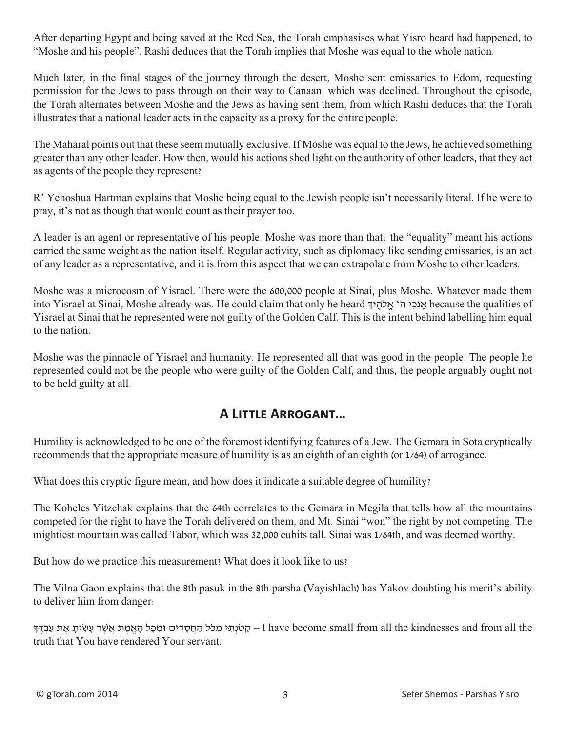After departing Egypt and being saved at the Red Sea, the Torah emphasises what Yisro heard had happened, to "Moshe and his people". Rashi deduces that the Torah implies that Moshe was equal to the whole nation.

Much later, in the final stages of the journey through the desert, Moshe sent emissaries to Edom, requesting permission for the Jews to pass through on their way to Canaan, which was declined. Throughout the episode, the Torah alternates between Moshe and the Jews as having sent them, from which Rashi deduces that the Torah illustrates that a national leader acts in the capacity as a proxy for the entire people.

The Maharal points out that these seem mutually exclusive. If Moshe was equal to the Jews, he achieved something greater than any other leader. How then, would his actions shed light on the authority of other leaders, that they act as agents of the people they represent?

R' Yehoshua Hartman explains that Moshe being equal to the Jewish people isn't necessarily literal. If he were to pray, it's not as though that would count as their prayer too.

A leader is an agent or representative of his people. Moshe was more than that; the "equality" meant his actions carried the same weight as the nation itself. Regular activity, such as diplomacy like sending emissaries, is an act of any leader as a representative, and it is from this aspect that we can extrapolate from Moshe to other leaders.

Moshe was a microcosm of Yisrael. There were the 600,000 people at Sinai, plus Moshe. Whatever made them into Yisrael at Sinai, Moshe already was. He could claim that only he heard אָנֹכִי ה' אֱלֹהֶיךָ because the qualities of Yisrael at Sinai that he represented were not guilty of the Golden Calf. This is the intent behind labelling him equal to the nation.

Moshe was the pinnacle of Yisrael and humanity. He represented all that was good in the people. The people he represented could not be the people who were guilty of the Golden Calf, and thus, the people arguably ought not to be held guilty at all.

## A Little Arrogant…

Humility is acknowledged to be one of the foremost identifying features of a Jew. The Gemara in Sota cryptically recommends that the appropriate measure of humility is as an eighth of an eighth (or 1/64) of arrogance.

What does this cryptic figure mean, and how does it indicate a suitable degree of humility?

The Koheles Yitzchak explains that the 64th correlates to the Gemara in Megila that tells how all the mountains competed for the right to have the Torah delivered on them, and Mt. Sinai "won" the right by not competing. The mightiest mountain was called Tabor, which was 32,000 cubits tall. Sinai was 1/64th, and was deemed worthy.

But how do we practice this measurement? What does it look like to us?

The Vilna Gaon explains that the 8th pasuk in the 8th parsha (Vayishlach) has Yakov doubting his merit's ability to deliver him from danger:

קָטֹנְתִּי מִכֹּל הַחֲסָדִים וּמִכָּל הָאֱמֶת אֲשֶׁר עָשִׂיתָ אֶת עַבְדֶּךָ – I have become small from all the kindnesses and from all the truth that You have rendered Your servant.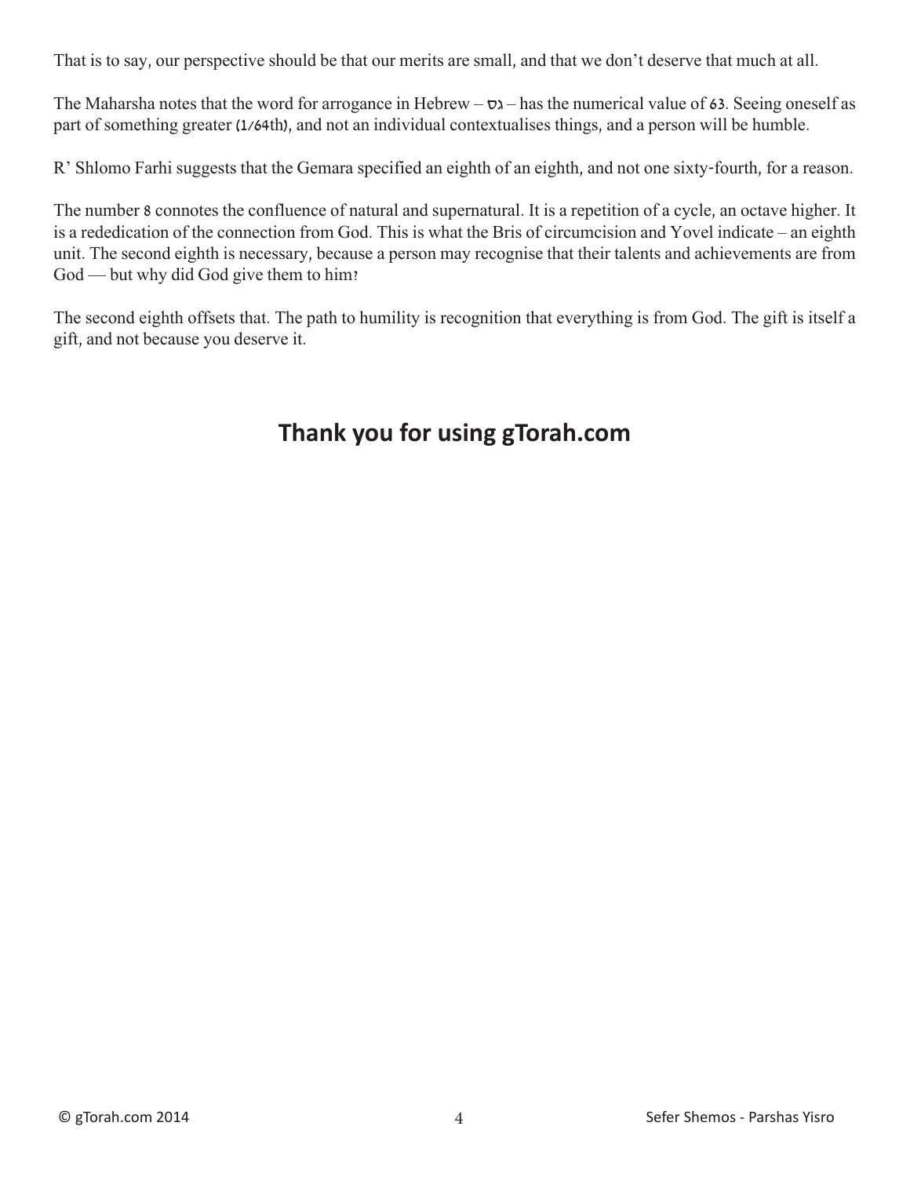That is to say, our perspective should be that our merits are small, and that we don't deserve that much at all.

The Maharsha notes that the word for arrogance in Hebrew – גס – has the numerical value of 63. Seeing oneself as part of something greater (1/64th), and not an individual contextualises things, and a person will be humble.

R' Shlomo Farhi suggests that the Gemara specified an eighth of an eighth, and not one sixty-fourth, for a reason.

The number 8 connotes the confluence of natural and supernatural. It is a repetition of a cycle, an octave higher. It is a rededication of the connection from God. This is what the Bris of circumcision and Yovel indicate – an eighth unit. The second eighth is necessary, because a person may recognise that their talents and achievements are from God — but why did God give them to him?

The second eighth offsets that. The path to humility is recognition that everything is from God. The gift is itself a gift, and not because you deserve it.

## Thank you for using gTorah.com